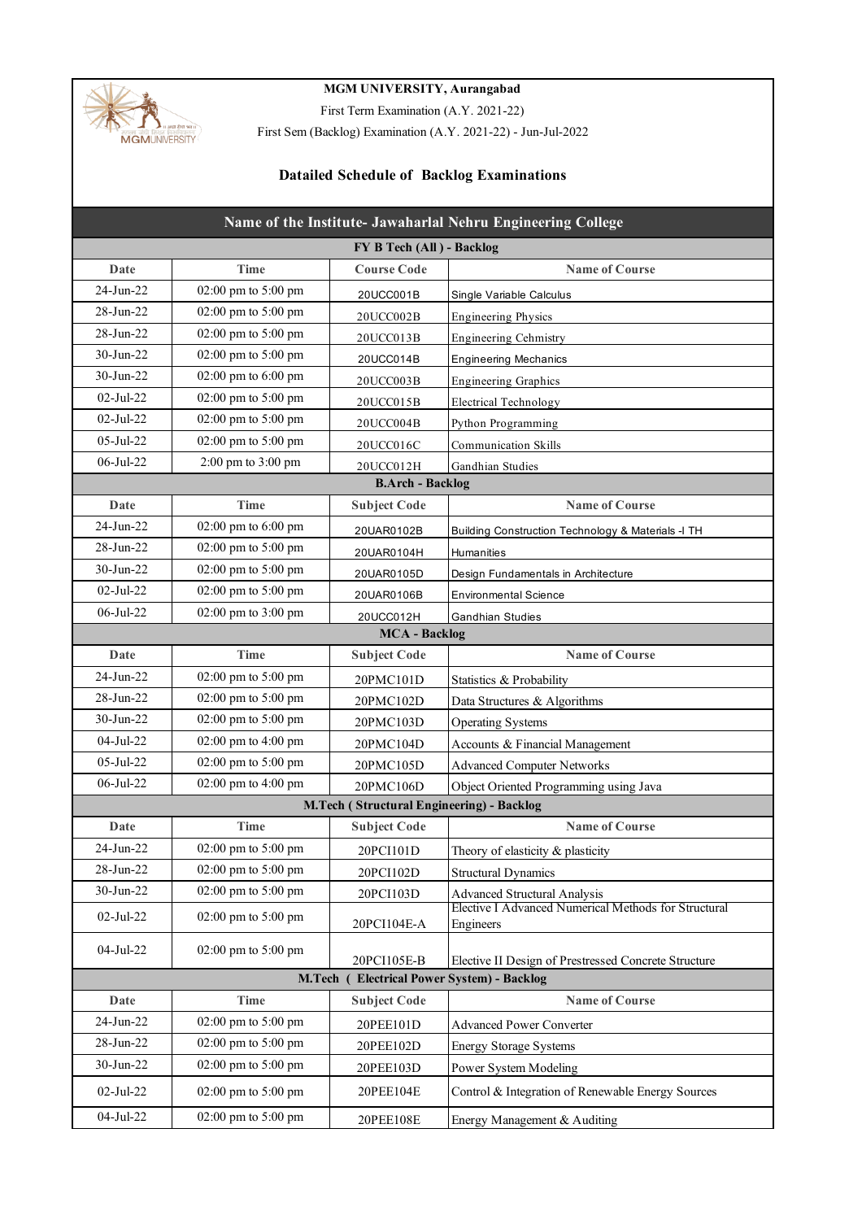**MGM UNIVERSITY, Aurangabad**

First Term Examination (A.Y. 2021-22)

First Sem (Backlog) Examination (A.Y. 2021-22) - Jun-Jul-2022

## Datailed Schedule of Backlog Examinations

## Name of the Institute- Jawaharlal Nehru Engineering College

### FY B Tech (All ) - Backlog

| Date | Time | Course Code | Name of Course |
|---|---|---|---|
| 24-Jun-22 | 02:00 pm to 5:00 pm | 20UCC001B | Single Variable Calculus |
| 28-Jun-22 | 02:00 pm to 5:00 pm | 20UCC002B | Engineering Physics |
| 28-Jun-22 | 02:00 pm to 5:00 pm | 20UCC013B | Engineering Cehmistry |
| 30-Jun-22 | 02:00 pm to 5:00 pm | 20UCC014B | Engineering Mechanics |
| 30-Jun-22 | 02:00 pm to 6:00 pm | 20UCC003B | Engineering Graphics |
| 02-Jul-22 | 02:00 pm to 5:00 pm | 20UCC015B | Electrical Technology |
| 02-Jul-22 | 02:00 pm to 5:00 pm | 20UCC004B | Python Programming |
| 05-Jul-22 | 02:00 pm to 5:00 pm | 20UCC016C | Communication Skills |
| 06-Jul-22 | 2:00 pm to 3:00 pm | 20UCC012H | Gandhian Studies |

### B.Arch - Backlog

| Date | Time | Subject Code | Name of Course |
|---|---|---|---|
| 24-Jun-22 | 02:00 pm to 6:00 pm | 20UAR0102B | Building Construction Technology & Materials -I TH |
| 28-Jun-22 | 02:00 pm to 5:00 pm | 20UAR0104H | Humanities |
| 30-Jun-22 | 02:00 pm to 5:00 pm | 20UAR0105D | Design Fundamentals in Architecture |
| 02-Jul-22 | 02:00 pm to 5:00 pm | 20UAR0106B | Environmental Science |
| 06-Jul-22 | 02:00 pm to 3:00 pm | 20UCC012H | Gandhian Studies |

### MCA - Backlog

| Date | Time | Subject Code | Name of Course |
|---|---|---|---|
| 24-Jun-22 | 02:00 pm to 5:00 pm | 20PMC101D | Statistics & Probability |
| 28-Jun-22 | 02:00 pm to 5:00 pm | 20PMC102D | Data Structures & Algorithms |
| 30-Jun-22 | 02:00 pm to 5:00 pm | 20PMC103D | Operating Systems |
| 04-Jul-22 | 02:00 pm to 4:00 pm | 20PMC104D | Accounts & Financial Management |
| 05-Jul-22 | 02:00 pm to 5:00 pm | 20PMC105D | Advanced Computer Networks |
| 06-Jul-22 | 02:00 pm to 4:00 pm | 20PMC106D | Object Oriented Programming using Java |

### M.Tech ( Structural Engineering) - Backlog

| Date | Time | Subject Code | Name of Course |
|---|---|---|---|
| 24-Jun-22 | 02:00 pm to 5:00 pm | 20PCI101D | Theory of elasticity & plasticity |
| 28-Jun-22 | 02:00 pm to 5:00 pm | 20PCI102D | Structural Dynamics |
| 30-Jun-22 | 02:00 pm to 5:00 pm | 20PCI103D | Advanced Structural Analysis |
| 02-Jul-22 | 02:00 pm to 5:00 pm | 20PCI104E-A | Elective I Advanced Numerical Methods for Structural Engineers |
| 04-Jul-22 | 02:00 pm to 5:00 pm | 20PCI105E-B | Elective II Design of Prestressed Concrete Structure |

### M.Tech ( Electrical Power System) - Backlog

| Date | Time | Subject Code | Name of Course |
|---|---|---|---|
| 24-Jun-22 | 02:00 pm to 5:00 pm | 20PEE101D | Advanced Power Converter |
| 28-Jun-22 | 02:00 pm to 5:00 pm | 20PEE102D | Energy Storage Systems |
| 30-Jun-22 | 02:00 pm to 5:00 pm | 20PEE103D | Power System Modeling |
| 02-Jul-22 | 02:00 pm to 5:00 pm | 20PEE104E | Control & Integration of Renewable Energy Sources |
| 04-Jul-22 | 02:00 pm to 5:00 pm | 20PEE108E | Energy Management & Auditing |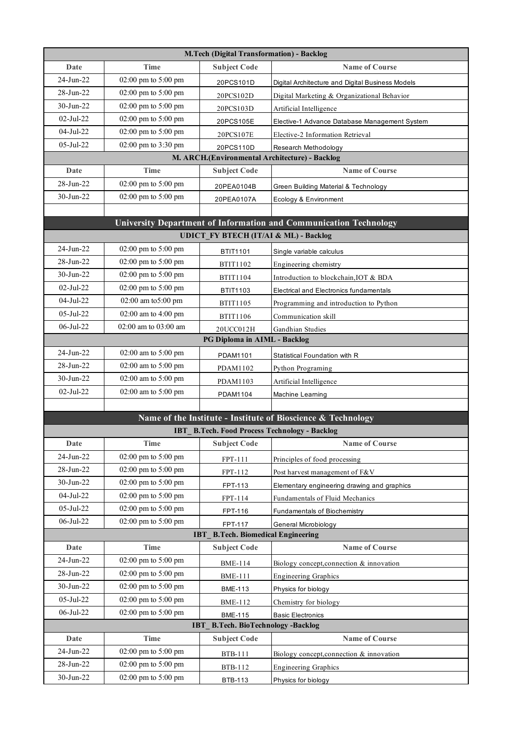## M.Tech (Digital Transformation) - Backlog

| Date | Time | Subject Code | Name of Course |
|---|---|---|---|
| 24-Jun-22 | 02:00 pm to 5:00 pm | 20PCS101D | Digital Architecture and Digital Business Models |
| 28-Jun-22 | 02:00 pm to 5:00 pm | 20PCS102D | Digital Marketing & Organizational Behavior |
| 30-Jun-22 | 02:00 pm to 5:00 pm | 20PCS103D | Artificial Intelligence |
| 02-Jul-22 | 02:00 pm to 5:00 pm | 20PCS105E | Elective-1 Advance Database Management System |
| 04-Jul-22 | 02:00 pm to 5:00 pm | 20PCS107E | Elective-2 Information Retrieval |
| 05-Jul-22 | 02:00 pm to 3:30 pm | 20PCS110D | Research Methodology |

## M. ARCH.(Environmental Architecture) - Backlog

| Date | Time | Subject Code | Name of Course |
|---|---|---|---|
| 28-Jun-22 | 02:00 pm to 5:00 pm | 20PEA0104B | Green Building Material & Technology |
| 30-Jun-22 | 02:00 pm to 5:00 pm | 20PEA0107A | Ecology & Environment |

# University Department of Information and Communication Technology

## UDICT_FY BTECH (IT/AI & ML) - Backlog

| Date | Time | Subject Code | Name of Course |
|---|---|---|---|
| 24-Jun-22 | 02:00 pm to 5:00 pm | BTIT1101 | Single variable calculus |
| 28-Jun-22 | 02:00 pm to 5:00 pm | BTIT1102 | Engineering chemistry |
| 30-Jun-22 | 02:00 pm to 5:00 pm | BTIT1104 | Introduction to blockchain,IOT & BDA |
| 02-Jul-22 | 02:00 pm to 5:00 pm | BTIT1103 | Electrical and Electronics fundamentals |
| 04-Jul-22 | 02:00 am to5:00 pm | BTIT1105 | Programming and introduction to Python |
| 05-Jul-22 | 02:00 am to 4:00 pm | BTIT1106 | Communication skill |
| 06-Jul-22 | 02:00 am to 03:00 am | 20UCC012H | Gandhian Studies |

## PG Diploma in AIML - Backlog

| Date | Time | Subject Code | Name of Course |
|---|---|---|---|
| 24-Jun-22 | 02:00 am to 5:00 pm | PDAM1101 | Statistical Foundation with R |
| 28-Jun-22 | 02:00 am to 5:00 pm | PDAM1102 | Python Programing |
| 30-Jun-22 | 02:00 am to 5:00 pm | PDAM1103 | Artificial Intelligence |
| 02-Jul-22 | 02:00 am to 5:00 pm | PDAM1104 | Machine Learning |

# Name of the Institute - Institute of Bioscience & Technology

## IBT_ B.Tech. Food Process Technology - Backlog

| Date | Time | Subject Code | Name of Course |
|---|---|---|---|
| 24-Jun-22 | 02:00 pm to 5:00 pm | FPT-111 | Principles of food processing |
| 28-Jun-22 | 02:00 pm to 5:00 pm | FPT-112 | Post harvest management of F&V |
| 30-Jun-22 | 02:00 pm to 5:00 pm | FPT-113 | Elementary engineering drawing and graphics |
| 04-Jul-22 | 02:00 pm to 5:00 pm | FPT-114 | Fundamentals of Fluid Mechanics |
| 05-Jul-22 | 02:00 pm to 5:00 pm | FPT-116 | Fundamentals of Biochemistry |
| 06-Jul-22 | 02:00 pm to 5:00 pm | FPT-117 | General Microbiology |

## IBT_ B.Tech. Biomedical Engineering

| Date | Time | Subject Code | Name of Course |
|---|---|---|---|
| 24-Jun-22 | 02:00 pm to 5:00 pm | BME-114 | Biology concept,connection & innovation |
| 28-Jun-22 | 02:00 pm to 5:00 pm | BME-111 | Engineering Graphics |
| 30-Jun-22 | 02:00 pm to 5:00 pm | BME-113 | Physics for biology |
| 05-Jul-22 | 02:00 pm to 5:00 pm | BME-112 | Chemistry for biology |
| 06-Jul-22 | 02:00 pm to 5:00 pm | BME-115 | Basic Electronics |

## IBT_ B.Tech. BioTechnology -Backlog

| Date | Time | Subject Code | Name of Course |
|---|---|---|---|
| 24-Jun-22 | 02:00 pm to 5:00 pm | BTB-111 | Biology concept,connection & innovation |
| 28-Jun-22 | 02:00 pm to 5:00 pm | BTB-112 | Engineering Graphics |
| 30-Jun-22 | 02:00 pm to 5:00 pm | BTB-113 | Physics for biology |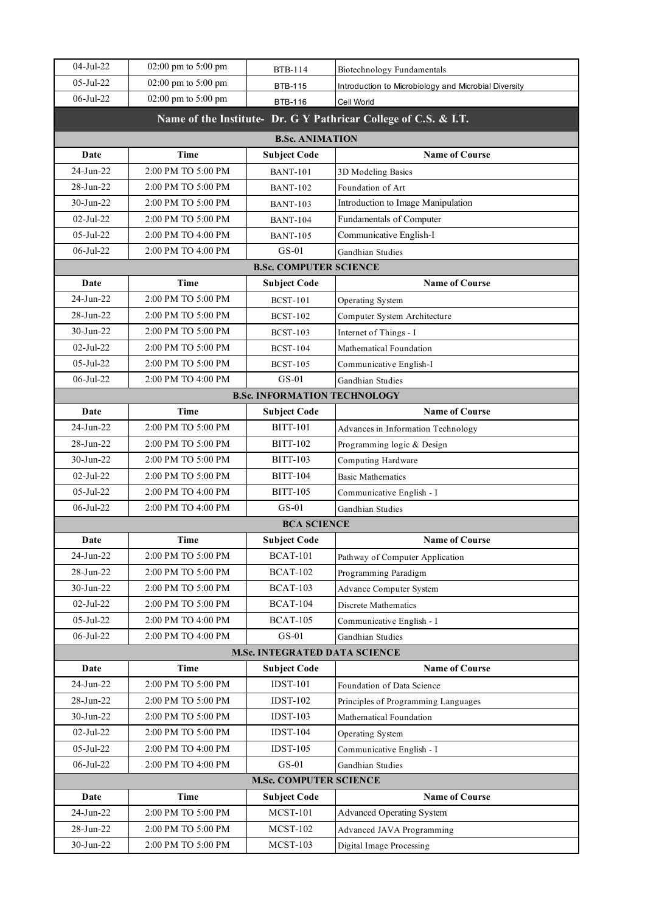| 04-Jul-22 | 02:00 pm to 5:00 pm | BTB-114 | Biotechnology Fundamentals |
|---|---|---|---|
| 05-Jul-22 | 02:00 pm to 5:00 pm | BTB-115 | Introduction to Microbiology and Microbial Diversity |
| 06-Jul-22 | 02:00 pm to 5:00 pm | BTB-116 | Cell World |

## Name of the Institute- Dr. G Y Pathricar College of C.S. & I.T.

**B.Sc. ANIMATION**

| Date | Time | Subject Code | Name of Course |
|---|---|---|---|
| 24-Jun-22 | 2:00 PM TO 5:00 PM | BANT-101 | 3D Modeling Basics |
| 28-Jun-22 | 2:00 PM TO 5:00 PM | BANT-102 | Foundation of Art |
| 30-Jun-22 | 2:00 PM TO 5:00 PM | BANT-103 | Introduction to Image Manipulation |
| 02-Jul-22 | 2:00 PM TO 5:00 PM | BANT-104 | Fundamentals of Computer |
| 05-Jul-22 | 2:00 PM TO 4:00 PM | BANT-105 | Communicative English-I |
| 06-Jul-22 | 2:00 PM TO 4:00 PM | GS-01 | Gandhian Studies |

**B.Sc. COMPUTER SCIENCE**

| Date | Time | Subject Code | Name of Course |
|---|---|---|---|
| 24-Jun-22 | 2:00 PM TO 5:00 PM | BCST-101 | Operating System |
| 28-Jun-22 | 2:00 PM TO 5:00 PM | BCST-102 | Computer System Architecture |
| 30-Jun-22 | 2:00 PM TO 5:00 PM | BCST-103 | Internet of Things - I |
| 02-Jul-22 | 2:00 PM TO 5:00 PM | BCST-104 | Mathematical Foundation |
| 05-Jul-22 | 2:00 PM TO 5:00 PM | BCST-105 | Communicative English-I |
| 06-Jul-22 | 2:00 PM TO 4:00 PM | GS-01 | Gandhian Studies |

**B.Sc. INFORMATION TECHNOLOGY**

| Date | Time | Subject Code | Name of Course |
|---|---|---|---|
| 24-Jun-22 | 2:00 PM TO 5:00 PM | BITT-101 | Advances in Information Technology |
| 28-Jun-22 | 2:00 PM TO 5:00 PM | BITT-102 | Programming logic & Design |
| 30-Jun-22 | 2:00 PM TO 5:00 PM | BITT-103 | Computing Hardware |
| 02-Jul-22 | 2:00 PM TO 5:00 PM | BITT-104 | Basic Mathematics |
| 05-Jul-22 | 2:00 PM TO 4:00 PM | BITT-105 | Communicative English - I |
| 06-Jul-22 | 2:00 PM TO 4:00 PM | GS-01 | Gandhian Studies |

**BCA SCIENCE**

| Date | Time | Subject Code | Name of Course |
|---|---|---|---|
| 24-Jun-22 | 2:00 PM TO 5:00 PM | BCAT-101 | Pathway of Computer Application |
| 28-Jun-22 | 2:00 PM TO 5:00 PM | BCAT-102 | Programming Paradigm |
| 30-Jun-22 | 2:00 PM TO 5:00 PM | BCAT-103 | Advance Computer System |
| 02-Jul-22 | 2:00 PM TO 5:00 PM | BCAT-104 | Discrete Mathematics |
| 05-Jul-22 | 2:00 PM TO 4:00 PM | BCAT-105 | Communicative English - I |
| 06-Jul-22 | 2:00 PM TO 4:00 PM | GS-01 | Gandhian Studies |

**M.Sc. INTEGRATED DATA SCIENCE**

| Date | Time | Subject Code | Name of Course |
|---|---|---|---|
| 24-Jun-22 | 2:00 PM TO 5:00 PM | IDST-101 | Foundation of Data Science |
| 28-Jun-22 | 2:00 PM TO 5:00 PM | IDST-102 | Principles of Programming Languages |
| 30-Jun-22 | 2:00 PM TO 5:00 PM | IDST-103 | Mathematical Foundation |
| 02-Jul-22 | 2:00 PM TO 5:00 PM | IDST-104 | Operating System |
| 05-Jul-22 | 2:00 PM TO 4:00 PM | IDST-105 | Communicative English - I |
| 06-Jul-22 | 2:00 PM TO 4:00 PM | GS-01 | Gandhian Studies |

**M.Sc. COMPUTER SCIENCE**

| Date | Time | Subject Code | Name of Course |
|---|---|---|---|
| 24-Jun-22 | 2:00 PM TO 5:00 PM | MCST-101 | Advanced Operating System |
| 28-Jun-22 | 2:00 PM TO 5:00 PM | MCST-102 | Advanced JAVA Programming |
| 30-Jun-22 | 2:00 PM TO 5:00 PM | MCST-103 | Digital Image Processing |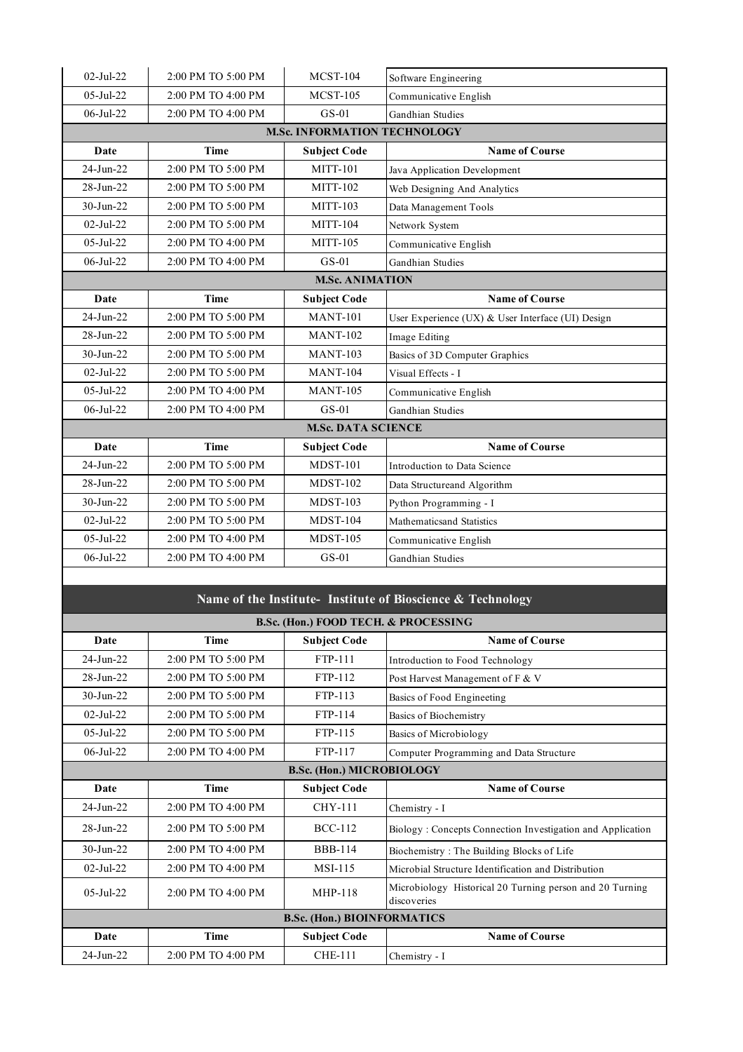| Date | Time | Subject Code | Name of Course |
|---|---|---|---|
| 02-Jul-22 | 2:00 PM TO 5:00 PM | MCST-104 | Software Engineering |
| 05-Jul-22 | 2:00 PM TO 4:00 PM | MCST-105 | Communicative English |
| 06-Jul-22 | 2:00 PM TO 4:00 PM | GS-01 | Gandhian Studies |

**M.Sc. INFORMATION TECHNOLOGY**

| Date | Time | Subject Code | Name of Course |
|---|---|---|---|
| 24-Jun-22 | 2:00 PM TO 5:00 PM | MITT-101 | Java Application Development |
| 28-Jun-22 | 2:00 PM TO 5:00 PM | MITT-102 | Web Designing And Analytics |
| 30-Jun-22 | 2:00 PM TO 5:00 PM | MITT-103 | Data Management Tools |
| 02-Jul-22 | 2:00 PM TO 5:00 PM | MITT-104 | Network System |
| 05-Jul-22 | 2:00 PM TO 4:00 PM | MITT-105 | Communicative English |
| 06-Jul-22 | 2:00 PM TO 4:00 PM | GS-01 | Gandhian Studies |

**M.Sc. ANIMATION**

| Date | Time | Subject Code | Name of Course |
|---|---|---|---|
| 24-Jun-22 | 2:00 PM TO 5:00 PM | MANT-101 | User Experience (UX) & User Interface (UI) Design |
| 28-Jun-22 | 2:00 PM TO 5:00 PM | MANT-102 | Image Editing |
| 30-Jun-22 | 2:00 PM TO 5:00 PM | MANT-103 | Basics of 3D Computer Graphics |
| 02-Jul-22 | 2:00 PM TO 5:00 PM | MANT-104 | Visual Effects - I |
| 05-Jul-22 | 2:00 PM TO 4:00 PM | MANT-105 | Communicative English |
| 06-Jul-22 | 2:00 PM TO 4:00 PM | GS-01 | Gandhian Studies |

**M.Sc. DATA SCIENCE**

| Date | Time | Subject Code | Name of Course |
|---|---|---|---|
| 24-Jun-22 | 2:00 PM TO 5:00 PM | MDST-101 | Introduction to Data Science |
| 28-Jun-22 | 2:00 PM TO 5:00 PM | MDST-102 | Data Structureand Algorithm |
| 30-Jun-22 | 2:00 PM TO 5:00 PM | MDST-103 | Python Programming - I |
| 02-Jul-22 | 2:00 PM TO 5:00 PM | MDST-104 | Mathematicsand Statistics |
| 05-Jul-22 | 2:00 PM TO 4:00 PM | MDST-105 | Communicative English |
| 06-Jul-22 | 2:00 PM TO 4:00 PM | GS-01 | Gandhian Studies |

## Name of the Institute- Institute of Bioscience & Technology

**B.Sc. (Hon.) FOOD TECH. & PROCESSING**

| Date | Time | Subject Code | Name of Course |
|---|---|---|---|
| 24-Jun-22 | 2:00 PM TO 5:00 PM | FTP-111 | Introduction to Food Technology |
| 28-Jun-22 | 2:00 PM TO 5:00 PM | FTP-112 | Post Harvest Management of F & V |
| 30-Jun-22 | 2:00 PM TO 5:00 PM | FTP-113 | Basics of Food Engineeting |
| 02-Jul-22 | 2:00 PM TO 5:00 PM | FTP-114 | Basics of Biochemistry |
| 05-Jul-22 | 2:00 PM TO 5:00 PM | FTP-115 | Basics of Microbiology |
| 06-Jul-22 | 2:00 PM TO 4:00 PM | FTP-117 | Computer Programming and Data Structure |

**B.Sc. (Hon.) MICROBIOLOGY**

| Date | Time | Subject Code | Name of Course |
|---|---|---|---|
| 24-Jun-22 | 2:00 PM TO 4:00 PM | CHY-111 | Chemistry - I |
| 28-Jun-22 | 2:00 PM TO 5:00 PM | BCC-112 | Biology : Concepts Connection Investigation and Application |
| 30-Jun-22 | 2:00 PM TO 4:00 PM | BBB-114 | Biochemistry : The Building Blocks of Life |
| 02-Jul-22 | 2:00 PM TO 4:00 PM | MSI-115 | Microbial Structure Identification and Distribution |
| 05-Jul-22 | 2:00 PM TO 4:00 PM | MHP-118 | Microbiology Historical 20 Turning person and 20 Turning discoveries |

**B.Sc. (Hon.) BIOINFORMATICS**

| Date | Time | Subject Code | Name of Course |
|---|---|---|---|
| 24-Jun-22 | 2:00 PM TO 4:00 PM | CHE-111 | Chemistry - I |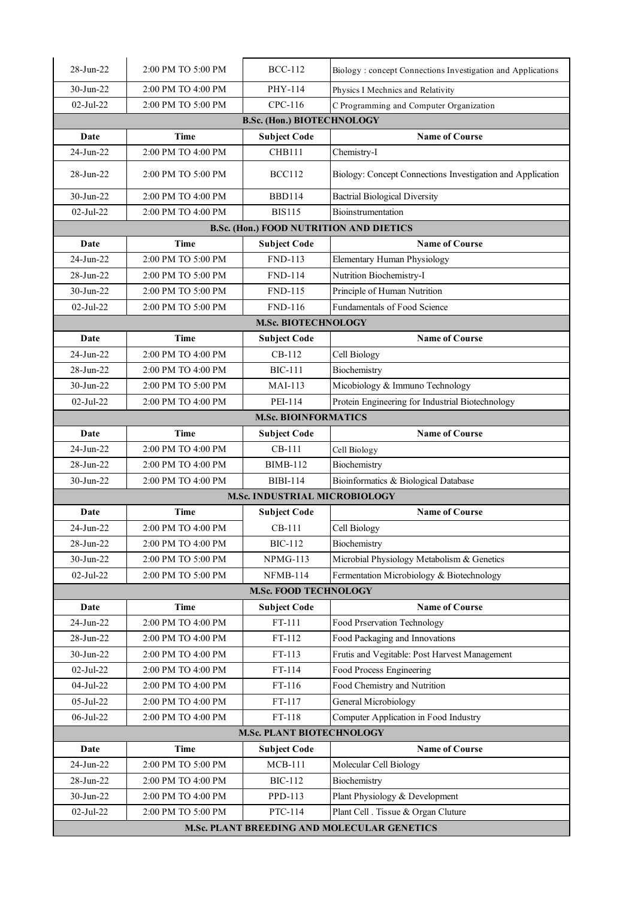| Date | Time | Subject Code | Name of Course |
|---|---|---|---|
| 28-Jun-22 | 2:00 PM TO 5:00 PM | BCC-112 | Biology : concept Connections Investigation and Applications |
| 30-Jun-22 | 2:00 PM TO 4:00 PM | PHY-114 | Physics I Mechnics and Relativity |
| 02-Jul-22 | 2:00 PM TO 5:00 PM | CPC-116 | C Programming and Computer Organization |

**B.Sc. (Hon.) BIOTECHNOLOGY**

| Date | Time | Subject Code | Name of Course |
|---|---|---|---|
| 24-Jun-22 | 2:00 PM TO 4:00 PM | CHB111 | Chemistry-I |
| 28-Jun-22 | 2:00 PM TO 5:00 PM | BCC112 | Biology: Concept Connections Investigation and Application |
| 30-Jun-22 | 2:00 PM TO 4:00 PM | BBD114 | Bactrial Biological Diversity |
| 02-Jul-22 | 2:00 PM TO 4:00 PM | BIS115 | Bioinstrumentation |

**B.Sc. (Hon.) FOOD NUTRITION AND DIETICS**

| Date | Time | Subject Code | Name of Course |
|---|---|---|---|
| 24-Jun-22 | 2:00 PM TO 5:00 PM | FND-113 | Elementary Human Physiology |
| 28-Jun-22 | 2:00 PM TO 5:00 PM | FND-114 | Nutrition Biochemistry-I |
| 30-Jun-22 | 2:00 PM TO 5:00 PM | FND-115 | Principle of Human Nutrition |
| 02-Jul-22 | 2:00 PM TO 5:00 PM | FND-116 | Fundamentals of Food Science |

**M.Sc. BIOTECHNOLOGY**

| Date | Time | Subject Code | Name of Course |
|---|---|---|---|
| 24-Jun-22 | 2:00 PM TO 4:00 PM | CB-112 | Cell Biology |
| 28-Jun-22 | 2:00 PM TO 4:00 PM | BIC-111 | Biochemistry |
| 30-Jun-22 | 2:00 PM TO 5:00 PM | MAI-113 | Micobiology & Immuno Technology |
| 02-Jul-22 | 2:00 PM TO 4:00 PM | PEI-114 | Protein Engineering for Industrial Biotechnology |

**M.Sc. BIOINFORMATICS**

| Date | Time | Subject Code | Name of Course |
|---|---|---|---|
| 24-Jun-22 | 2:00 PM TO 4:00 PM | CB-111 | Cell Biology |
| 28-Jun-22 | 2:00 PM TO 4:00 PM | BIMB-112 | Biochemistry |
| 30-Jun-22 | 2:00 PM TO 4:00 PM | BIBI-114 | Bioinformatics & Biological Database |

**M.Sc. INDUSTRIAL MICROBIOLOGY**

| Date | Time | Subject Code | Name of Course |
|---|---|---|---|
| 24-Jun-22 | 2:00 PM TO 4:00 PM | CB-111 | Cell Biology |
| 28-Jun-22 | 2:00 PM TO 4:00 PM | BIC-112 | Biochemistry |
| 30-Jun-22 | 2:00 PM TO 5:00 PM | NPMG-113 | Microbial Physiology Metabolism & Genetics |
| 02-Jul-22 | 2:00 PM TO 5:00 PM | NFMB-114 | Fermentation Microbiology & Biotechnology |

**M.Sc. FOOD TECHNOLOGY**

| Date | Time | Subject Code | Name of Course |
|---|---|---|---|
| 24-Jun-22 | 2:00 PM TO 4:00 PM | FT-111 | Food Prservation Technology |
| 28-Jun-22 | 2:00 PM TO 4:00 PM | FT-112 | Food Packaging and Innovations |
| 30-Jun-22 | 2:00 PM TO 4:00 PM | FT-113 | Frutis and Vegitable: Post Harvest Management |
| 02-Jul-22 | 2:00 PM TO 4:00 PM | FT-114 | Food Process Engineering |
| 04-Jul-22 | 2:00 PM TO 4:00 PM | FT-116 | Food Chemistry and Nutrition |
| 05-Jul-22 | 2:00 PM TO 4:00 PM | FT-117 | General Microbiology |
| 06-Jul-22 | 2:00 PM TO 4:00 PM | FT-118 | Computer Application in Food Industry |

**M.Sc. PLANT BIOTECHNOLOGY**

| Date | Time | Subject Code | Name of Course |
|---|---|---|---|
| 24-Jun-22 | 2:00 PM TO 5:00 PM | MCB-111 | Molecular Cell Biology |
| 28-Jun-22 | 2:00 PM TO 4:00 PM | BIC-112 | Biochemistry |
| 30-Jun-22 | 2:00 PM TO 4:00 PM | PPD-113 | Plant Physiology & Development |
| 02-Jul-22 | 2:00 PM TO 5:00 PM | PTC-114 | Plant Cell . Tissue & Organ Cluture |

**M.Sc. PLANT BREEDING AND MOLECULAR GENETICS**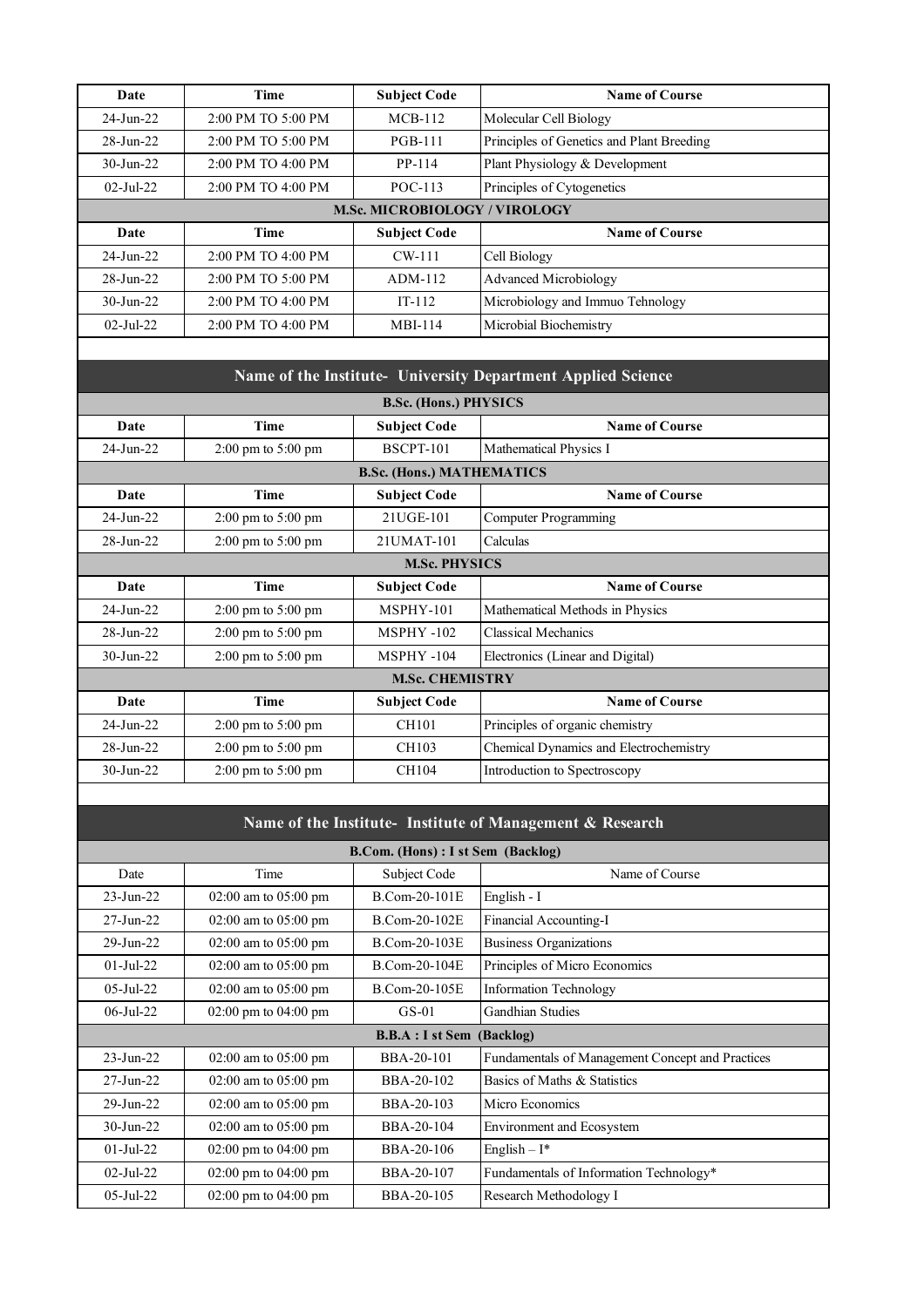| Date | Time | Subject Code | Name of Course |
| --- | --- | --- | --- |
| 24-Jun-22 | 2:00 PM TO 5:00 PM | MCB-112 | Molecular Cell Biology |
| 28-Jun-22 | 2:00 PM TO 5:00 PM | PGB-111 | Principles of Genetics and Plant Breeding |
| 30-Jun-22 | 2:00 PM TO 4:00 PM | PP-114 | Plant Physiology & Development |
| 02-Jul-22 | 2:00 PM TO 4:00 PM | POC-113 | Principles of Cytogenetics |

**M.Sc. MICROBIOLOGY / VIROLOGY**

| Date | Time | Subject Code | Name of Course |
| --- | --- | --- | --- |
| 24-Jun-22 | 2:00 PM TO 4:00 PM | CW-111 | Cell Biology |
| 28-Jun-22 | 2:00 PM TO 5:00 PM | ADM-112 | Advanced Microbiology |
| 30-Jun-22 | 2:00 PM TO 4:00 PM | IT-112 | Microbiology and Immuo Tehnology |
| 02-Jul-22 | 2:00 PM TO 4:00 PM | MBI-114 | Microbial Biochemistry |

## Name of the Institute- University Department Applied Science

**B.Sc. (Hons.) PHYSICS**

| Date | Time | Subject Code | Name of Course |
| --- | --- | --- | --- |
| 24-Jun-22 | 2:00 pm to 5:00 pm | BSCPT-101 | Mathematical Physics I |

**B.Sc. (Hons.) MATHEMATICS**

| Date | Time | Subject Code | Name of Course |
| --- | --- | --- | --- |
| 24-Jun-22 | 2:00 pm to 5:00 pm | 21UGE-101 | Computer Programming |
| 28-Jun-22 | 2:00 pm to 5:00 pm | 21UMAT-101 | Calculas |

**M.Sc. PHYSICS**

| Date | Time | Subject Code | Name of Course |
| --- | --- | --- | --- |
| 24-Jun-22 | 2:00 pm to 5:00 pm | MSPHY-101 | Mathematical Methods in Physics |
| 28-Jun-22 | 2:00 pm to 5:00 pm | MSPHY -102 | Classical Mechanics |
| 30-Jun-22 | 2:00 pm to 5:00 pm | MSPHY -104 | Electronics (Linear and Digital) |

**M.Sc. CHEMISTRY**

| Date | Time | Subject Code | Name of Course |
| --- | --- | --- | --- |
| 24-Jun-22 | 2:00 pm to 5:00 pm | CH101 | Principles of organic chemistry |
| 28-Jun-22 | 2:00 pm to 5:00 pm | CH103 | Chemical Dynamics and Electrochemistry |
| 30-Jun-22 | 2:00 pm to 5:00 pm | CH104 | Introduction to Spectroscopy |

## Name of the Institute- Institute of Management & Research

**B.Com. (Hons) : I st Sem (Backlog)**

| Date | Time | Subject Code | Name of Course |
| --- | --- | --- | --- |
| 23-Jun-22 | 02:00 am to 05:00 pm | B.Com-20-101E | English - I |
| 27-Jun-22 | 02:00 am to 05:00 pm | B.Com-20-102E | Financial Accounting-I |
| 29-Jun-22 | 02:00 am to 05:00 pm | B.Com-20-103E | Business Organizations |
| 01-Jul-22 | 02:00 am to 05:00 pm | B.Com-20-104E | Principles of Micro Economics |
| 05-Jul-22 | 02:00 am to 05:00 pm | B.Com-20-105E | Information Technology |
| 06-Jul-22 | 02:00 pm to 04:00 pm | GS-01 | Gandhian Studies |

**B.B.A : I st Sem (Backlog)**

| Date | Time | Subject Code | Name of Course |
| --- | --- | --- | --- |
| 23-Jun-22 | 02:00 am to 05:00 pm | BBA-20-101 | Fundamentals of Management Concept and Practices |
| 27-Jun-22 | 02:00 am to 05:00 pm | BBA-20-102 | Basics of Maths & Statistics |
| 29-Jun-22 | 02:00 am to 05:00 pm | BBA-20-103 | Micro Economics |
| 30-Jun-22 | 02:00 am to 05:00 pm | BBA-20-104 | Environment and Ecosystem |
| 01-Jul-22 | 02:00 pm to 04:00 pm | BBA-20-106 | English – I* |
| 02-Jul-22 | 02:00 pm to 04:00 pm | BBA-20-107 | Fundamentals of Information Technology* |
| 05-Jul-22 | 02:00 pm to 04:00 pm | BBA-20-105 | Research Methodology I |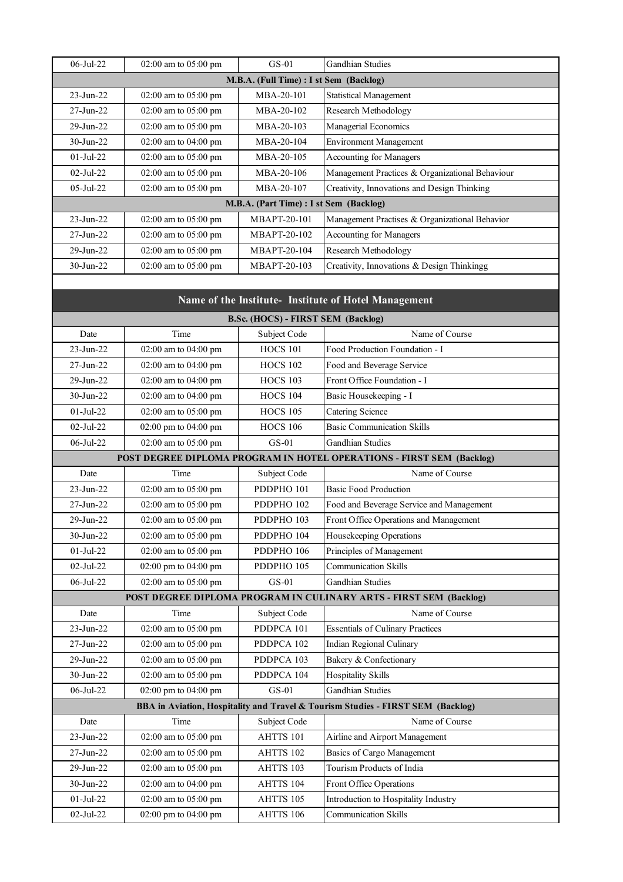| | | | |
|---|---|---|---|
| 06-Jul-22 | 02:00 am to 05:00 pm | GS-01 | Gandhian Studies |
| **M.B.A. (Full Time) : I st Sem (Backlog)** | | | |
| 23-Jun-22 | 02:00 am to 05:00 pm | MBA-20-101 | Statistical Management |
| 27-Jun-22 | 02:00 am to 05:00 pm | MBA-20-102 | Research Methodology |
| 29-Jun-22 | 02:00 am to 05:00 pm | MBA-20-103 | Managerial Economics |
| 30-Jun-22 | 02:00 am to 04:00 pm | MBA-20-104 | Environment Management |
| 01-Jul-22 | 02:00 am to 05:00 pm | MBA-20-105 | Accounting for Managers |
| 02-Jul-22 | 02:00 am to 05:00 pm | MBA-20-106 | Management Practices & Organizational Behaviour |
| 05-Jul-22 | 02:00 am to 05:00 pm | MBA-20-107 | Creativity, Innovations and Design Thinking |
| **M.B.A. (Part Time) : I st Sem (Backlog)** | | | |
| 23-Jun-22 | 02:00 am to 05:00 pm | MBAPT-20-101 | Management Practises & Organizational Behavior |
| 27-Jun-22 | 02:00 am to 05:00 pm | MBAPT-20-102 | Accounting for Managers |
| 29-Jun-22 | 02:00 am to 05:00 pm | MBAPT-20-104 | Research Methodology |
| 30-Jun-22 | 02:00 am to 05:00 pm | MBAPT-20-103 | Creativity, Innovations & Design Thinkingg |

## Name of the Institute- Institute of Hotel Management

| Date | Time | Subject Code | Name of Course |
|---|---|---|---|
| **B.Sc. (HOCS) - FIRST SEM (Backlog)** | | | |
| 23-Jun-22 | 02:00 am to 04:00 pm | HOCS 101 | Food Production Foundation - I |
| 27-Jun-22 | 02:00 am to 04:00 pm | HOCS 102 | Food and Beverage Service |
| 29-Jun-22 | 02:00 am to 04:00 pm | HOCS 103 | Front Office Foundation - I |
| 30-Jun-22 | 02:00 am to 04:00 pm | HOCS 104 | Basic Housekeeping - I |
| 01-Jul-22 | 02:00 am to 05:00 pm | HOCS 105 | Catering Science |
| 02-Jul-22 | 02:00 pm to 04:00 pm | HOCS 106 | Basic Communication Skills |
| 06-Jul-22 | 02:00 am to 05:00 pm | GS-01 | Gandhian Studies |
| **POST DEGREE DIPLOMA PROGRAM IN HOTEL OPERATIONS - FIRST SEM (Backlog)** | | | |
| Date | Time | Subject Code | Name of Course |
| 23-Jun-22 | 02:00 am to 05:00 pm | PDDPHO 101 | Basic Food Production |
| 27-Jun-22 | 02:00 am to 05:00 pm | PDDPHO 102 | Food and Beverage Service and Management |
| 29-Jun-22 | 02:00 am to 05:00 pm | PDDPHO 103 | Front Office Operations and Management |
| 30-Jun-22 | 02:00 am to 05:00 pm | PDDPHO 104 | Housekeeping Operations |
| 01-Jul-22 | 02:00 am to 05:00 pm | PDDPHO 106 | Principles of Management |
| 02-Jul-22 | 02:00 pm to 04:00 pm | PDDPHO 105 | Communication Skills |
| 06-Jul-22 | 02:00 am to 05:00 pm | GS-01 | Gandhian Studies |
| **POST DEGREE DIPLOMA PROGRAM IN CULINARY ARTS - FIRST SEM (Backlog)** | | | |
| Date | Time | Subject Code | Name of Course |
| 23-Jun-22 | 02:00 am to 05:00 pm | PDDPCA 101 | Essentials of Culinary Practices |
| 27-Jun-22 | 02:00 am to 05:00 pm | PDDPCA 102 | Indian Regional Culinary |
| 29-Jun-22 | 02:00 am to 05:00 pm | PDDPCA 103 | Bakery & Confectionary |
| 30-Jun-22 | 02:00 am to 05:00 pm | PDDPCA 104 | Hospitality Skills |
| 06-Jul-22 | 02:00 pm to 04:00 pm | GS-01 | Gandhian Studies |
| **BBA in Aviation, Hospitality and Travel & Tourism Studies - FIRST SEM (Backlog)** | | | |
| Date | Time | Subject Code | Name of Course |
| 23-Jun-22 | 02:00 am to 05:00 pm | AHTTS 101 | Airline and Airport Management |
| 27-Jun-22 | 02:00 am to 05:00 pm | AHTTS 102 | Basics of Cargo Management |
| 29-Jun-22 | 02:00 am to 05:00 pm | AHTTS 103 | Tourism Products of India |
| 30-Jun-22 | 02:00 am to 04:00 pm | AHTTS 104 | Front Office Operations |
| 01-Jul-22 | 02:00 am to 05:00 pm | AHTTS 105 | Introduction to Hospitality Industry |
| 02-Jul-22 | 02:00 pm to 04:00 pm | AHTTS 106 | Communication Skills |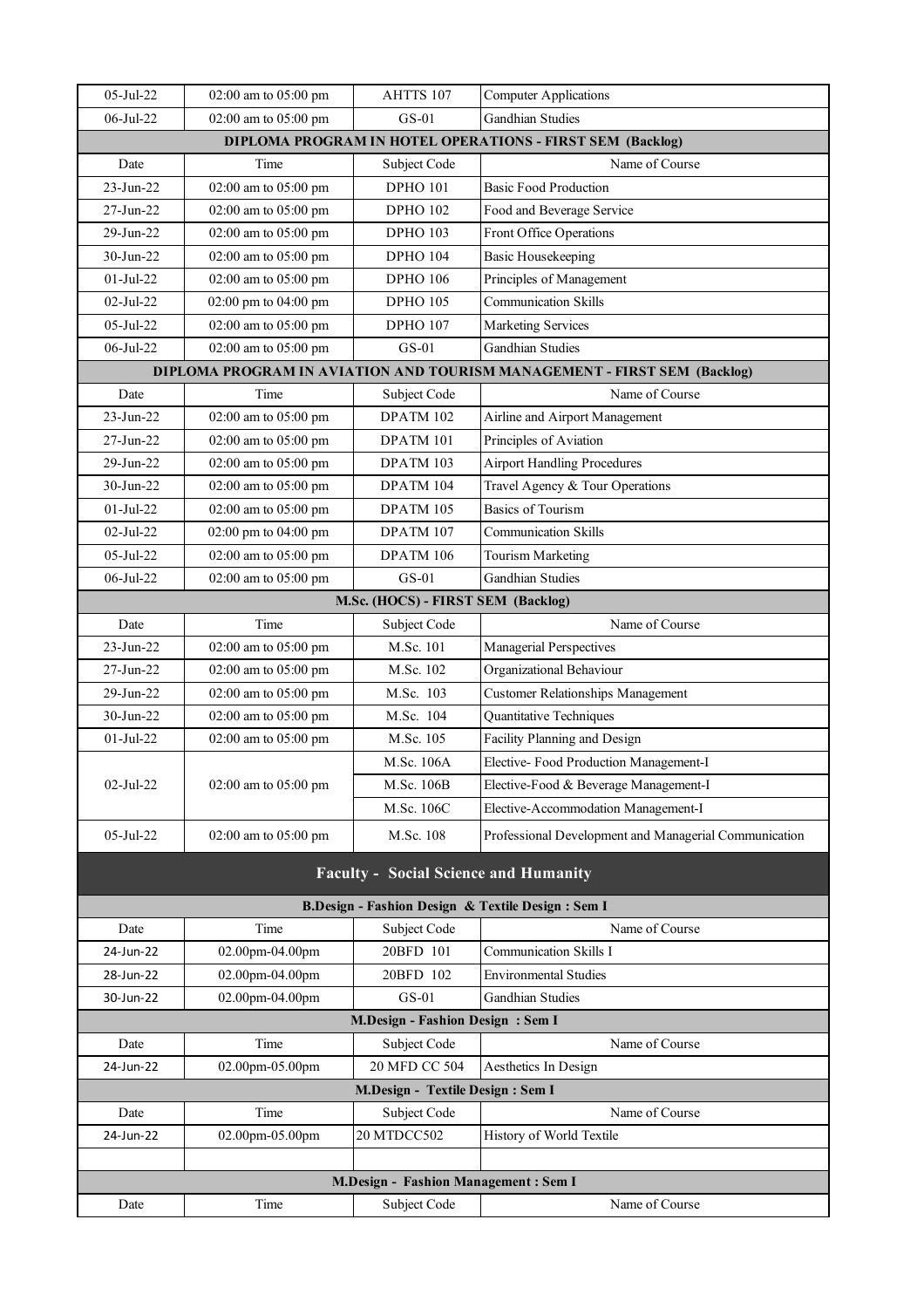| 05-Jul-22 | 02:00 am to 05:00 pm | AHTTS 107 | Computer Applications |
|---|---|---|---|
| 06-Jul-22 | 02:00 am to 05:00 pm | GS-01 | Gandhian Studies |

**DIPLOMA PROGRAM IN HOTEL OPERATIONS - FIRST SEM (Backlog)**

| Date | Time | Subject Code | Name of Course |
|---|---|---|---|
| 23-Jun-22 | 02:00 am to 05:00 pm | DPHO 101 | Basic Food Production |
| 27-Jun-22 | 02:00 am to 05:00 pm | DPHO 102 | Food and Beverage Service |
| 29-Jun-22 | 02:00 am to 05:00 pm | DPHO 103 | Front Office Operations |
| 30-Jun-22 | 02:00 am to 05:00 pm | DPHO 104 | Basic Housekeeping |
| 01-Jul-22 | 02:00 am to 05:00 pm | DPHO 106 | Principles of Management |
| 02-Jul-22 | 02:00 pm to 04:00 pm | DPHO 105 | Communication Skills |
| 05-Jul-22 | 02:00 am to 05:00 pm | DPHO 107 | Marketing Services |
| 06-Jul-22 | 02:00 am to 05:00 pm | GS-01 | Gandhian Studies |

**DIPLOMA PROGRAM IN AVIATION AND TOURISM MANAGEMENT - FIRST SEM (Backlog)**

| Date | Time | Subject Code | Name of Course |
|---|---|---|---|
| 23-Jun-22 | 02:00 am to 05:00 pm | DPATM 102 | Airline and Airport Management |
| 27-Jun-22 | 02:00 am to 05:00 pm | DPATM 101 | Principles of Aviation |
| 29-Jun-22 | 02:00 am to 05:00 pm | DPATM 103 | Airport Handling Procedures |
| 30-Jun-22 | 02:00 am to 05:00 pm | DPATM 104 | Travel Agency & Tour Operations |
| 01-Jul-22 | 02:00 am to 05:00 pm | DPATM 105 | Basics of Tourism |
| 02-Jul-22 | 02:00 pm to 04:00 pm | DPATM 107 | Communication Skills |
| 05-Jul-22 | 02:00 am to 05:00 pm | DPATM 106 | Tourism Marketing |
| 06-Jul-22 | 02:00 am to 05:00 pm | GS-01 | Gandhian Studies |

**M.Sc. (HOCS) - FIRST SEM (Backlog)**

| Date | Time | Subject Code | Name of Course |
|---|---|---|---|
| 23-Jun-22 | 02:00 am to 05:00 pm | M.Sc. 101 | Managerial Perspectives |
| 27-Jun-22 | 02:00 am to 05:00 pm | M.Sc. 102 | Organizational Behaviour |
| 29-Jun-22 | 02:00 am to 05:00 pm | M.Sc. 103 | Customer Relationships Management |
| 30-Jun-22 | 02:00 am to 05:00 pm | M.Sc. 104 | Quantitative Techniques |
| 01-Jul-22 | 02:00 am to 05:00 pm | M.Sc. 105 | Facility Planning and Design |
| 02-Jul-22 | 02:00 am to 05:00 pm | M.Sc. 106A | Elective- Food Production Management-I |
| | | M.Sc. 106B | Elective-Food & Beverage Management-I |
| | | M.Sc. 106C | Elective-Accommodation Management-I |
| 05-Jul-22 | 02:00 am to 05:00 pm | M.Sc. 108 | Professional Development and Managerial Communication |

## Faculty - Social Science and Humanity

**B.Design - Fashion Design & Textile Design : Sem I**

| Date | Time | Subject Code | Name of Course |
|---|---|---|---|
| 24-Jun-22 | 02.00pm-04.00pm | 20BFD 101 | Communication Skills I |
| 28-Jun-22 | 02.00pm-04.00pm | 20BFD 102 | Environmental Studies |
| 30-Jun-22 | 02.00pm-04.00pm | GS-01 | Gandhian Studies |

**M.Design - Fashion Design : Sem I**

| Date | Time | Subject Code | Name of Course |
|---|---|---|---|
| 24-Jun-22 | 02.00pm-05.00pm | 20 MFD CC 504 | Aesthetics In Design |

**M.Design - Textile Design : Sem I**

| Date | Time | Subject Code | Name of Course |
|---|---|---|---|
| 24-Jun-22 | 02.00pm-05.00pm | 20 MTDCC502 | History of World Textile |

**M.Design - Fashion Management : Sem I**

| Date | Time | Subject Code | Name of Course |
|---|---|---|---|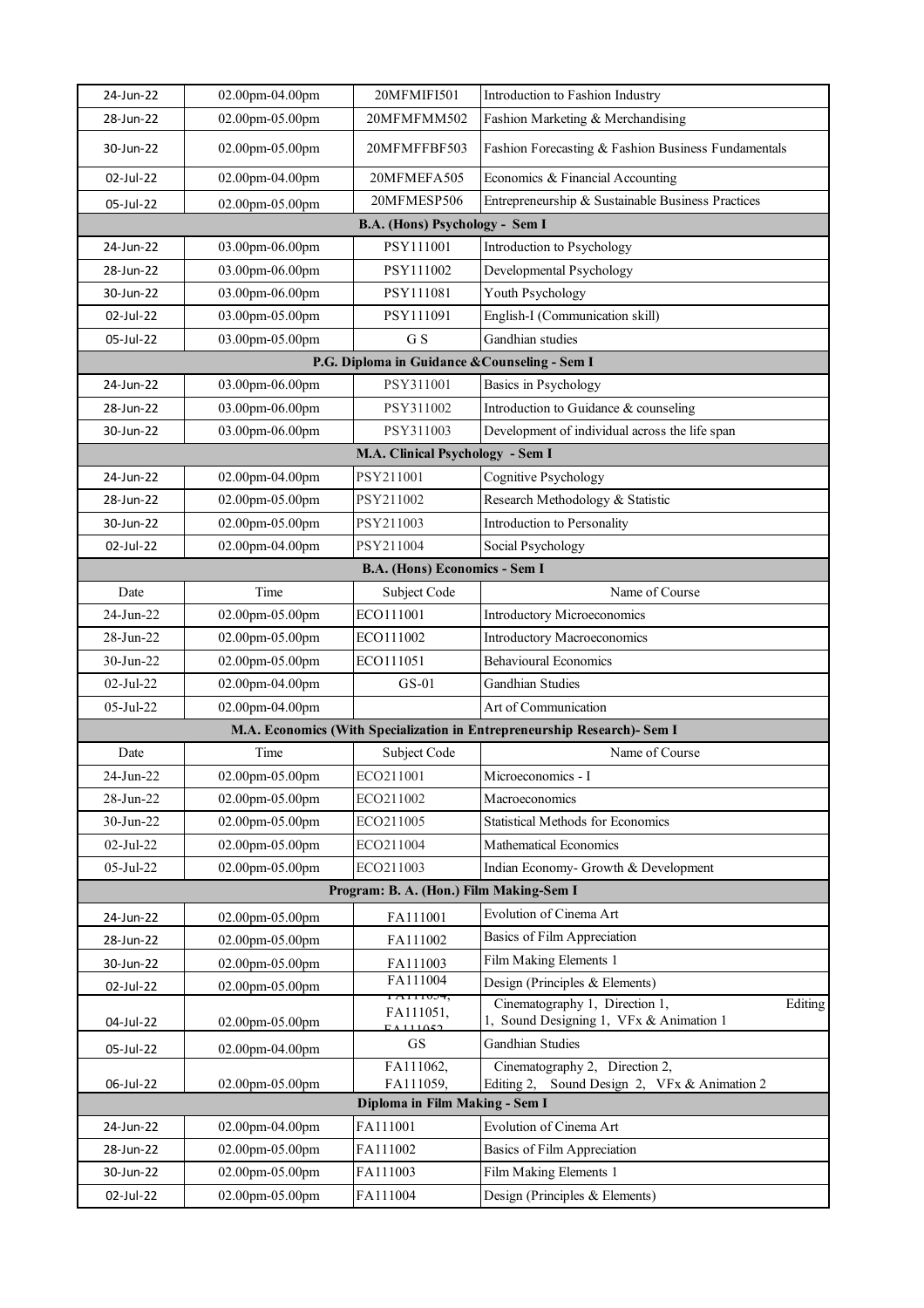| | | | |
|---|---|---|---|
| 24-Jun-22 | 02.00pm-04.00pm | 20MFMIFI501 | Introduction to Fashion Industry |
| 28-Jun-22 | 02.00pm-05.00pm | 20MFMFMM502 | Fashion Marketing & Merchandising |
| 30-Jun-22 | 02.00pm-05.00pm | 20MFMFFBF503 | Fashion Forecasting & Fashion Business Fundamentals |
| 02-Jul-22 | 02.00pm-04.00pm | 20MFMEFA505 | Economics & Financial Accounting |
| 05-Jul-22 | 02.00pm-05.00pm | 20MFMESP506 | Entrepreneurship & Sustainable Business Practices |
| **B.A. (Hons) Psychology - Sem I** | | | |
| 24-Jun-22 | 03.00pm-06.00pm | PSY111001 | Introduction to Psychology |
| 28-Jun-22 | 03.00pm-06.00pm | PSY111002 | Developmental Psychology |
| 30-Jun-22 | 03.00pm-06.00pm | PSY111081 | Youth Psychology |
| 02-Jul-22 | 03.00pm-05.00pm | PSY111091 | English-I (Communication skill) |
| 05-Jul-22 | 03.00pm-05.00pm | G S | Gandhian studies |
| **P.G. Diploma in Guidance &Counseling - Sem I** | | | |
| 24-Jun-22 | 03.00pm-06.00pm | PSY311001 | Basics in Psychology |
| 28-Jun-22 | 03.00pm-06.00pm | PSY311002 | Introduction to Guidance & counseling |
| 30-Jun-22 | 03.00pm-06.00pm | PSY311003 | Development of individual across the life span |
| **M.A. Clinical Psychology - Sem I** | | | |
| 24-Jun-22 | 02.00pm-04.00pm | PSY211001 | Cognitive Psychology |
| 28-Jun-22 | 02.00pm-05.00pm | PSY211002 | Research Methodology & Statistic |
| 30-Jun-22 | 02.00pm-05.00pm | PSY211003 | Introduction to Personality |
| 02-Jul-22 | 02.00pm-04.00pm | PSY211004 | Social Psychology |
| **B.A. (Hons) Economics - Sem I** | | | |
| Date | Time | Subject Code | Name of Course |
| 24-Jun-22 | 02.00pm-05.00pm | ECO111001 | Introductory Microeconomics |
| 28-Jun-22 | 02.00pm-05.00pm | ECO111002 | Introductory Macroeconomics |
| 30-Jun-22 | 02.00pm-05.00pm | ECO111051 | Behavioural Economics |
| 02-Jul-22 | 02.00pm-04.00pm | GS-01 | Gandhian Studies |
| 05-Jul-22 | 02.00pm-04.00pm | | Art of Communication |
| **M.A. Economics (With Specialization in Entrepreneurship Research)- Sem I** | | | |
| Date | Time | Subject Code | Name of Course |
| 24-Jun-22 | 02.00pm-05.00pm | ECO211001 | Microeconomics - I |
| 28-Jun-22 | 02.00pm-05.00pm | ECO211002 | Macroeconomics |
| 30-Jun-22 | 02.00pm-05.00pm | ECO211005 | Statistical Methods for Economics |
| 02-Jul-22 | 02.00pm-05.00pm | ECO211004 | Mathematical Economics |
| 05-Jul-22 | 02.00pm-05.00pm | ECO211003 | Indian Economy- Growth & Development |
| **Program: B. A. (Hon.) Film Making-Sem I** | | | |
| 24-Jun-22 | 02.00pm-05.00pm | FA111001 | Evolution of Cinema Art |
| 28-Jun-22 | 02.00pm-05.00pm | FA111002 | Basics of Film Appreciation |
| 30-Jun-22 | 02.00pm-05.00pm | FA111003 | Film Making Elements 1 |
| 02-Jul-22 | 02.00pm-05.00pm | FA111004 | Design (Principles & Elements) |
| 04-Jul-22 | 02.00pm-05.00pm | FA111054, FA111051, FA111052 | Cinematography 1, Direction 1, Editing 1, Sound Designing 1, VFx & Animation 1 |
| 05-Jul-22 | 02.00pm-04.00pm | GS | Gandhian Studies |
| 06-Jul-22 | 02.00pm-05.00pm | FA111062, FA111059, | Cinematography 2, Direction 2, Editing 2, Sound Design 2, VFx & Animation 2 |
| **Diploma in Film Making - Sem I** | | | |
| 24-Jun-22 | 02.00pm-04.00pm | FA111001 | Evolution of Cinema Art |
| 28-Jun-22 | 02.00pm-05.00pm | FA111002 | Basics of Film Appreciation |
| 30-Jun-22 | 02.00pm-05.00pm | FA111003 | Film Making Elements 1 |
| 02-Jul-22 | 02.00pm-05.00pm | FA111004 | Design (Principles & Elements) |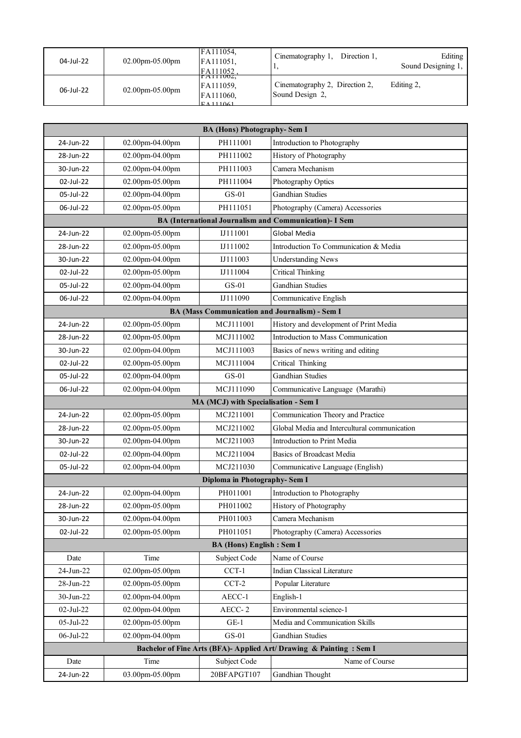| | | | |
|---|---|---|---|
| 04-Jul-22 | 02.00pm-05.00pm | FA111054, FA111051, FA111052, | Cinematography 1, Direction 1, Editing 1, Sound Designing 1, |
| 06-Jul-22 | 02.00pm-05.00pm | FA111062, FA111059, FA111060, FA111061 | Cinematography 2, Direction 2, Editing 2, Sound Design 2, |

| **BA (Hons) Photography- Sem I** | | | |
|---|---|---|---|
| 24-Jun-22 | 02.00pm-04.00pm | PH111001 | Introduction to Photography |
| 28-Jun-22 | 02.00pm-04.00pm | PH111002 | History of Photography |
| 30-Jun-22 | 02.00pm-04.00pm | PH111003 | Camera Mechanism |
| 02-Jul-22 | 02.00pm-05.00pm | PH111004 | Photography Optics |
| 05-Jul-22 | 02.00pm-04.00pm | GS-01 | Gandhian Studies |
| 06-Jul-22 | 02.00pm-05.00pm | PH111051 | Photography (Camera) Accessories |
| **BA (International Journalism and Communication)- I Sem** | | | |
| 24-Jun-22 | 02.00pm-05.00pm | IJ111001 | Global Media |
| 28-Jun-22 | 02.00pm-05.00pm | IJ111002 | Introduction To Communication & Media |
| 30-Jun-22 | 02.00pm-04.00pm | IJ111003 | Understanding News |
| 02-Jul-22 | 02.00pm-05.00pm | IJ111004 | Critical Thinking |
| 05-Jul-22 | 02.00pm-04.00pm | GS-01 | Gandhian Studies |
| 06-Jul-22 | 02.00pm-04.00pm | IJ111090 | Communicative English |
| **BA (Mass Communication and Journalism) - Sem I** | | | |
| 24-Jun-22 | 02.00pm-05.00pm | MCJ111001 | History and development of Print Media |
| 28-Jun-22 | 02.00pm-05.00pm | MCJ111002 | Introduction to Mass Communication |
| 30-Jun-22 | 02.00pm-04.00pm | MCJ111003 | Basics of news writing and editing |
| 02-Jul-22 | 02.00pm-05.00pm | MCJ111004 | Critical Thinking |
| 05-Jul-22 | 02.00pm-04.00pm | GS-01 | Gandhian Studies |
| 06-Jul-22 | 02.00pm-04.00pm | MCJ111090 | Communicative Language (Marathi) |
| **MA (MCJ) with Specialisation - Sem I** | | | |
| 24-Jun-22 | 02.00pm-05.00pm | MCJ211001 | Communication Theory and Practice |
| 28-Jun-22 | 02.00pm-05.00pm | MCJ211002 | Global Media and Intercultural communication |
| 30-Jun-22 | 02.00pm-04.00pm | MCJ211003 | Introduction to Print Media |
| 02-Jul-22 | 02.00pm-04.00pm | MCJ211004 | Basics of Broadcast Media |
| 05-Jul-22 | 02.00pm-04.00pm | MCJ211030 | Communicative Language (English) |
| **Diploma in Photography- Sem I** | | | |
| 24-Jun-22 | 02.00pm-04.00pm | PH011001 | Introduction to Photography |
| 28-Jun-22 | 02.00pm-05.00pm | PH011002 | History of Photography |
| 30-Jun-22 | 02.00pm-04.00pm | PH011003 | Camera Mechanism |
| 02-Jul-22 | 02.00pm-05.00pm | PH011051 | Photography (Camera) Accessories |
| **BA (Hons) English : Sem I** | | | |
| Date | Time | Subject Code | Name of Course |
| 24-Jun-22 | 02.00pm-05.00pm | CCT-1 | Indian Classical Literature |
| 28-Jun-22 | 02.00pm-05.00pm | CCT-2 | Popular Literature |
| 30-Jun-22 | 02.00pm-04.00pm | AECC-1 | English-1 |
| 02-Jul-22 | 02.00pm-04.00pm | AECC- 2 | Environmental science-1 |
| 05-Jul-22 | 02.00pm-05.00pm | GE-1 | Media and Communication Skills |
| 06-Jul-22 | 02.00pm-04.00pm | GS-01 | Gandhian Studies |
| **Bachelor of Fine Arts (BFA)- Applied Art/ Drawing & Painting : Sem I** | | | |
| Date | Time | Subject Code | Name of Course |
| 24-Jun-22 | 03.00pm-05.00pm | 20BFAPGT107 | Gandhian Thought |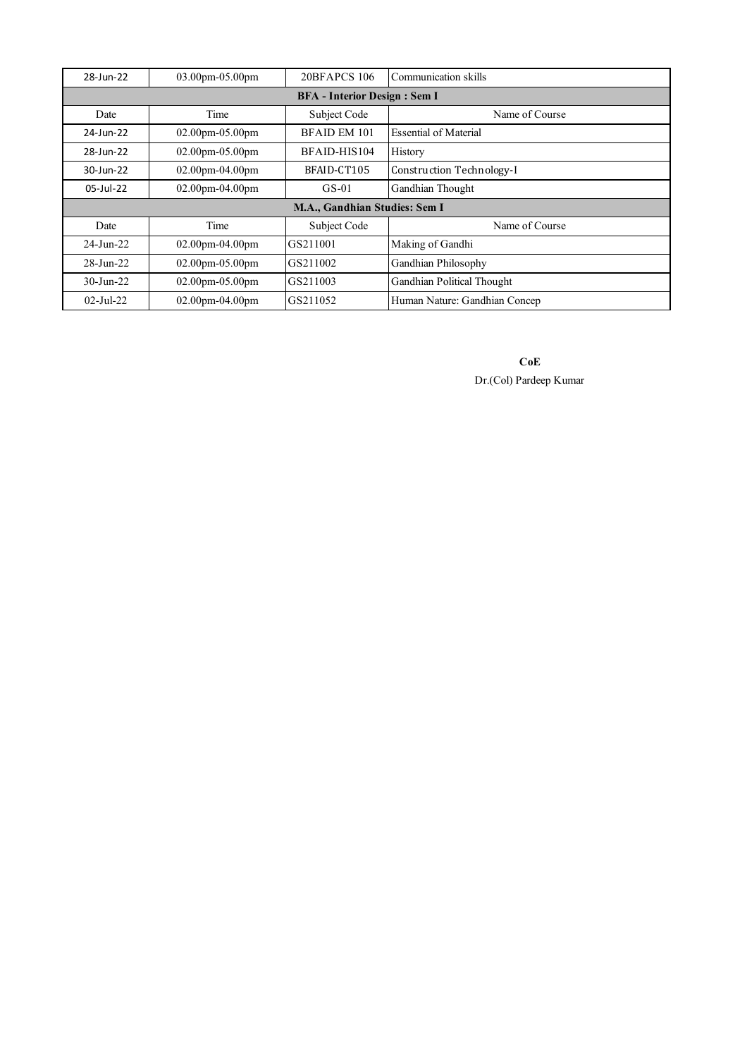| | | | |
|---|---|---|---|
| 28-Jun-22 | 03.00pm-05.00pm | 20BFAPCS 106 | Communication skills |
| **BFA - Interior Design : Sem I** | | | |
| Date | Time | Subject Code | Name of Course |
| 24-Jun-22 | 02.00pm-05.00pm | BFAID EM 101 | Essential of Material |
| 28-Jun-22 | 02.00pm-05.00pm | BFAID-HIS104 | History |
| 30-Jun-22 | 02.00pm-04.00pm | BFAID-CT105 | Construction Technology-I |
| 05-Jul-22 | 02.00pm-04.00pm | GS-01 | Gandhian Thought |
| **M.A., Gandhian Studies: Sem I** | | | |
| Date | Time | Subject Code | Name of Course |
| 24-Jun-22 | 02.00pm-04.00pm | GS211001 | Making of Gandhi |
| 28-Jun-22 | 02.00pm-05.00pm | GS211002 | Gandhian Philosophy |
| 30-Jun-22 | 02.00pm-05.00pm | GS211003 | Gandhian Political Thought |
| 02-Jul-22 | 02.00pm-04.00pm | GS211052 | Human Nature: Gandhian Concep |

**CoE**

Dr.(Col) Pardeep Kumar